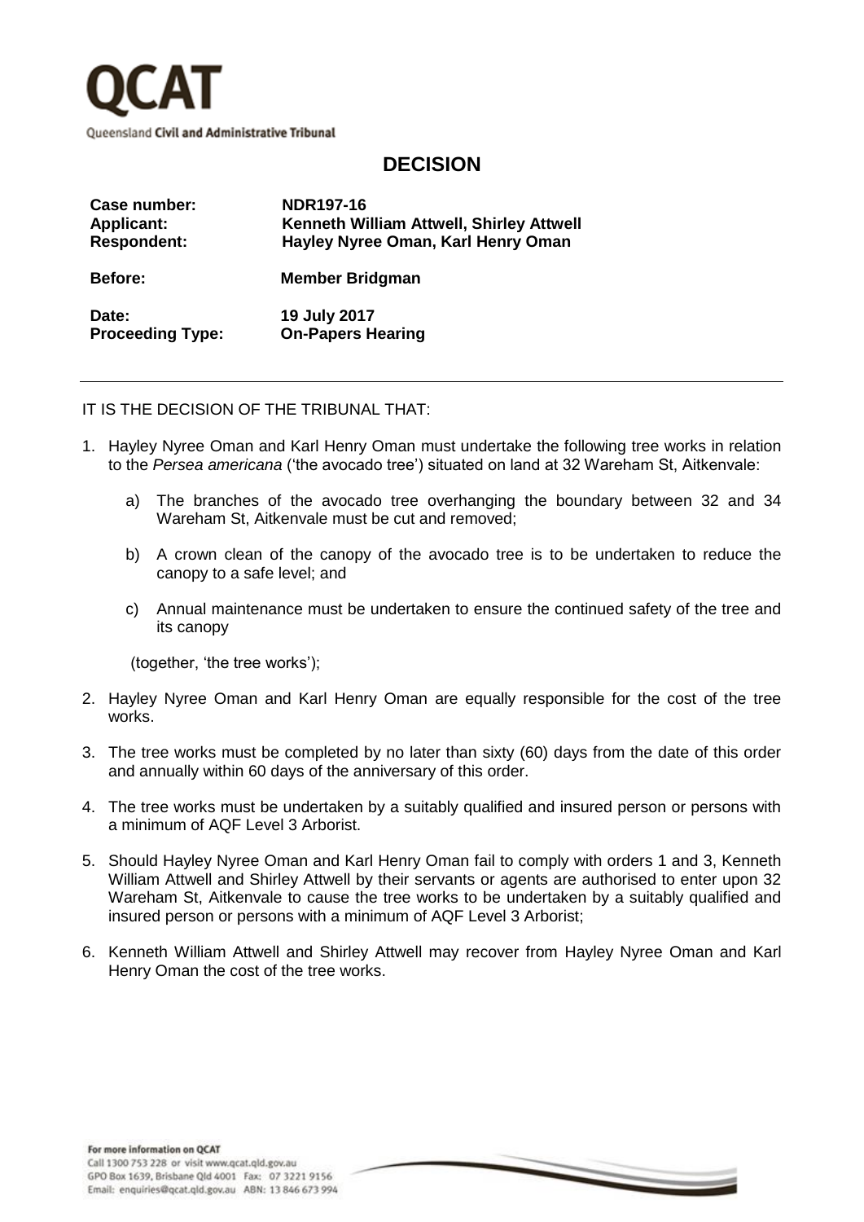# QCAT

Queensland **Civil and Administrative Tribunal**

## DECISION

| | |
|---|---|
| **Case number:** | **NDR197-16** |
| **Applicant:** | **Kenneth William Attwell, Shirley Attwell** |
| **Respondent:** | **Hayley Nyree Oman, Karl Henry Oman** |
| **Before:** | **Member Bridgman** |
| **Date:** | **19 July 2017** |
| **Proceeding Type:** | **On-Papers Hearing** |

---

IT IS THE DECISION OF THE TRIBUNAL THAT:

1. Hayley Nyree Oman and Karl Henry Oman must undertake the following tree works in relation to the *Persea americana* ('the avocado tree') situated on land at 32 Wareham St, Aitkenvale:

   a) The branches of the avocado tree overhanging the boundary between 32 and 34 Wareham St, Aitkenvale must be cut and removed;

   b) A crown clean of the canopy of the avocado tree is to be undertaken to reduce the canopy to a safe level; and

   c) Annual maintenance must be undertaken to ensure the continued safety of the tree and its canopy

   (together, 'the tree works');

2. Hayley Nyree Oman and Karl Henry Oman are equally responsible for the cost of the tree works.

3. The tree works must be completed by no later than sixty (60) days from the date of this order and annually within 60 days of the anniversary of this order.

4. The tree works must be undertaken by a suitably qualified and insured person or persons with a minimum of AQF Level 3 Arborist.

5. Should Hayley Nyree Oman and Karl Henry Oman fail to comply with orders 1 and 3, Kenneth William Attwell and Shirley Attwell by their servants or agents are authorised to enter upon 32 Wareham St, Aitkenvale to cause the tree works to be undertaken by a suitably qualified and insured person or persons with a minimum of AQF Level 3 Arborist;

6. Kenneth William Attwell and Shirley Attwell may recover from Hayley Nyree Oman and Karl Henry Oman the cost of the tree works.

For more information on QCAT
Call 1300 753 228 or visit www.qcat.qld.gov.au
GPO Box 1639, Brisbane Qld 4001 Fax: 07 3221 9156
Email: enquiries@qcat.qld.gov.au ABN: 13 846 673 994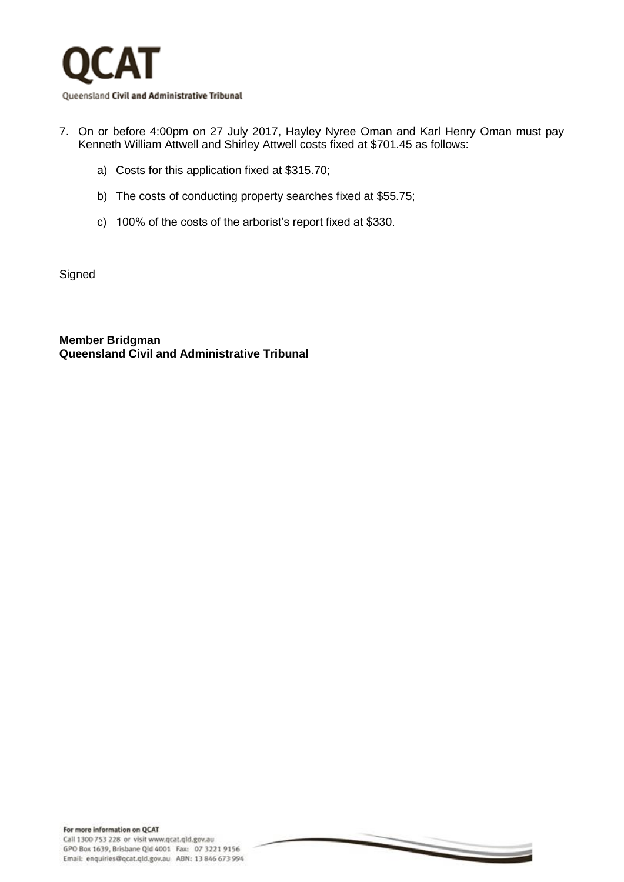7. On or before 4:00pm on 27 July 2017, Hayley Nyree Oman and Karl Henry Oman must pay Kenneth William Attwell and Shirley Attwell costs fixed at $701.45 as follows:

    a) Costs for this application fixed at $315.70;

    b) The costs of conducting property searches fixed at $55.75;

    c) 100% of the costs of the arborist's report fixed at $330.

Signed

**Member Bridgman**
**Queensland Civil and Administrative Tribunal**